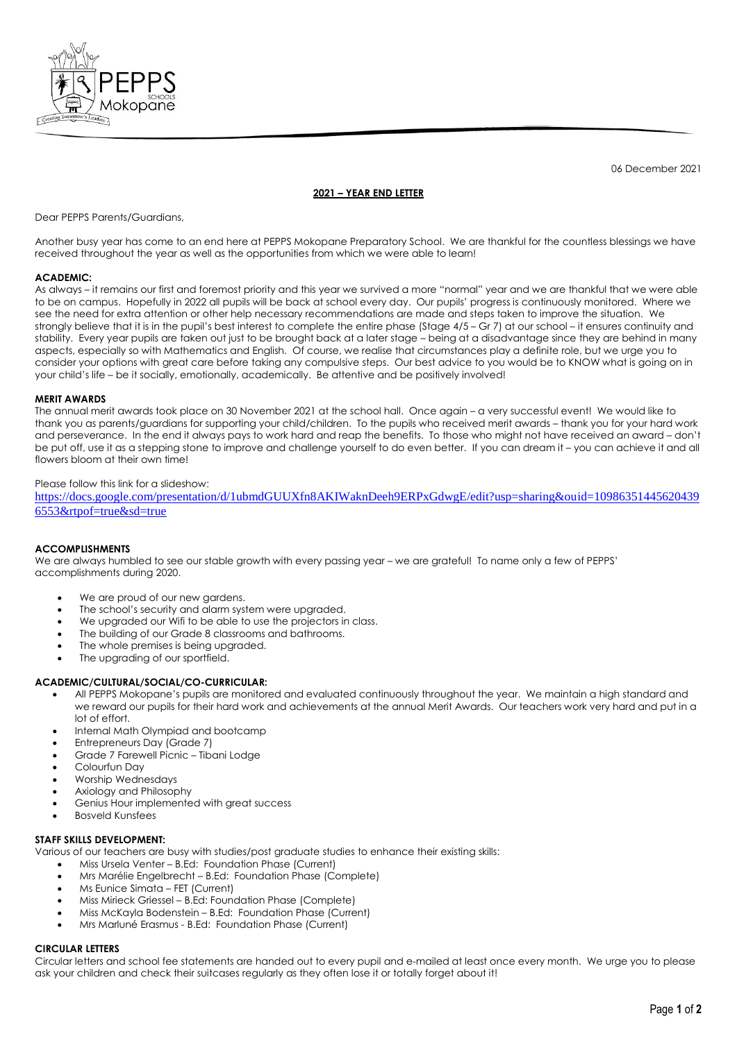06 December 2021

**2021 – YEAR END LETTER**

Dear PEPPS Parents/Guardians,

Another busy year has come to an end here at PEPPS Mokopane Preparatory School. We are thankful for the countless blessings we have received throughout the year as well as the opportunities from which we were able to learn!

**ACADEMIC:**

As always – it remains our first and foremost priority and this year we survived a more "normal" year and we are thankful that we were able to be on campus. Hopefully in 2022 all pupils will be back at school every day. Our pupils' progress is continuously monitored. Where we see the need for extra attention or other help necessary recommendations are made and steps taken to improve the situation. We strongly believe that it is in the pupil's best interest to complete the entire phase (Stage 4/5 – Gr 7) at our school – it ensures continuity and stability. Every year pupils are taken out just to be brought back at a later stage – being at a disadvantage since they are behind in many aspects, especially so with Mathematics and English. Of course, we realise that circumstances play a definite role, but we urge you to consider your options with great care before taking any compulsive steps. Our best advice to you would be to KNOW what is going on in your child's life – be it socially, emotionally, academically. Be attentive and be positively involved!

**MERIT AWARDS**

The annual merit awards took place on 30 November 2021 at the school hall. Once again – a very successful event! We would like to thank you as parents/guardians for supporting your child/children. To the pupils who received merit awards – thank you for your hard work and perseverance. In the end it always pays to work hard and reap the benefits. To those who might not have received an award – don't be put off, use it as a stepping stone to improve and challenge yourself to do even better. If you can dream it – you can achieve it and all flowers bloom at their own time!

Please follow this link for a slideshow:
https://docs.google.com/presentation/d/1ubmdGUUXfn8AKIWaknDeeh9ERPxGdwgE/edit?usp=sharing&ouid=109863514456204396553&rtpof=true&sd=true

**ACCOMPLISHMENTS**

We are always humbled to see our stable growth with every passing year – we are grateful! To name only a few of PEPPS' accomplishments during 2020.

- We are proud of our new gardens.
- The school's security and alarm system were upgraded.
- We upgraded our Wifi to be able to use the projectors in class.
- The building of our Grade 8 classrooms and bathrooms.
- The whole premises is being upgraded.
- The upgrading of our sportfield.

**ACADEMIC/CULTURAL/SOCIAL/CO-CURRICULAR:**

- All PEPPS Mokopane's pupils are monitored and evaluated continuously throughout the year. We maintain a high standard and we reward our pupils for their hard work and achievements at the annual Merit Awards. Our teachers work very hard and put in a lot of effort.
- Internal Math Olympiad and bootcamp
- Entrepreneurs Day (Grade 7)
- Grade 7 Farewell Picnic – Tibani Lodge
- Colourfun Day
- Worship Wednesdays
- Axiology and Philosophy
- Genius Hour implemented with great success
- Bosveld Kunsfees

**STAFF SKILLS DEVELOPMENT:**

Various of our teachers are busy with studies/post graduate studies to enhance their existing skills:

- Miss Ursela Venter – B.Ed: Foundation Phase (Current)
- Mrs Marélie Engelbrecht – B.Ed: Foundation Phase (Complete)
- Ms Eunice Simata – FET (Current)
- Miss Mirieck Griessel – B.Ed: Foundation Phase (Complete)
- Miss McKayla Bodenstein – B.Ed: Foundation Phase (Current)
- Mrs Marluné Erasmus - B.Ed: Foundation Phase (Current)

**CIRCULAR LETTERS**

Circular letters and school fee statements are handed out to every pupil and e-mailed at least once every month. We urge you to please ask your children and check their suitcases regularly as they often lose it or totally forget about it!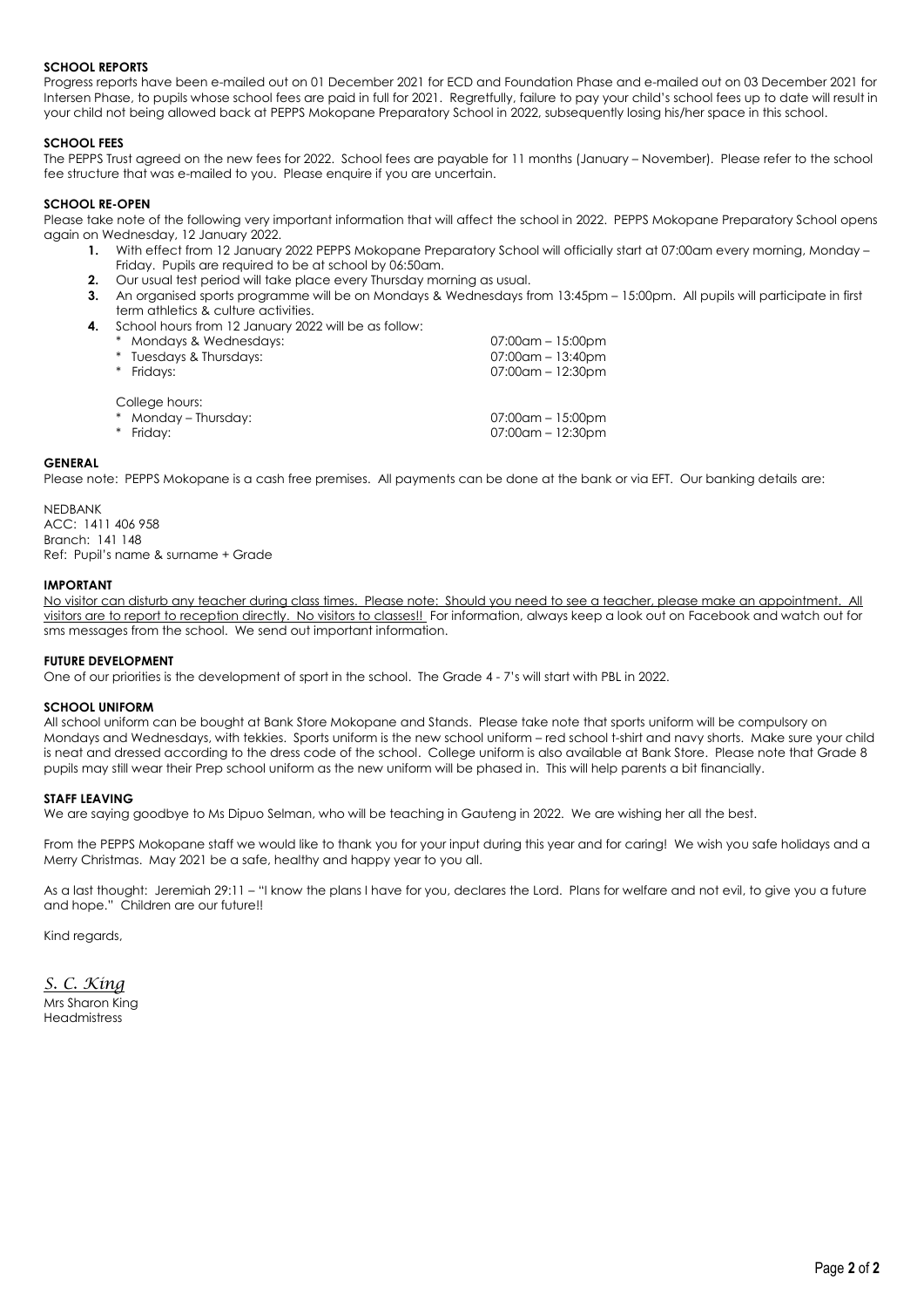**SCHOOL REPORTS**

Progress reports have been e-mailed out on 01 December 2021 for ECD and Foundation Phase and e-mailed out on 03 December 2021 for Intersen Phase, to pupils whose school fees are paid in full for 2021. Regretfully, failure to pay your child's school fees up to date will result in your child not being allowed back at PEPPS Mokopane Preparatory School in 2022, subsequently losing his/her space in this school.

**SCHOOL FEES**

The PEPPS Trust agreed on the new fees for 2022. School fees are payable for 11 months (January – November). Please refer to the school fee structure that was e-mailed to you. Please enquire if you are uncertain.

**SCHOOL RE-OPEN**

Please take note of the following very important information that will affect the school in 2022. PEPPS Mokopane Preparatory School opens again on Wednesday, 12 January 2022.

1. With effect from 12 January 2022 PEPPS Mokopane Preparatory School will officially start at 07:00am every morning, Monday – Friday. Pupils are required to be at school by 06:50am.
2. Our usual test period will take place every Thursday morning as usual.
3. An organised sports programme will be on Mondays & Wednesdays from 13:45pm – 15:00pm. All pupils will participate in first term athletics & culture activities.
4. School hours from 12 January 2022 will be as follow:
   * Mondays & Wednesdays: 07:00am – 15:00pm
   * Tuesdays & Thursdays: 07:00am – 13:40pm
   * Fridays: 07:00am – 12:30pm

   College hours:
   * Monday – Thursday: 07:00am – 15:00pm
   * Friday: 07:00am – 12:30pm

**GENERAL**

Please note: PEPPS Mokopane is a cash free premises. All payments can be done at the bank or via EFT. Our banking details are:

NEDBANK
ACC: 1411 406 958
Branch: 141 148
Ref: Pupil's name & surname + Grade

**IMPORTANT**

No visitor can disturb any teacher during class times. Please note: Should you need to see a teacher, please make an appointment. All visitors are to report to reception directly. No visitors to classes!! For information, always keep a look out on Facebook and watch out for sms messages from the school. We send out important information.

**FUTURE DEVELOPMENT**

One of our priorities is the development of sport in the school. The Grade 4 - 7's will start with PBL in 2022.

**SCHOOL UNIFORM**

All school uniform can be bought at Bank Store Mokopane and Stands. Please take note that sports uniform will be compulsory on Mondays and Wednesdays, with tekkies. Sports uniform is the new school uniform – red school t-shirt and navy shorts. Make sure your child is neat and dressed according to the dress code of the school. College uniform is also available at Bank Store. Please note that Grade 8 pupils may still wear their Prep school uniform as the new uniform will be phased in. This will help parents a bit financially.

**STAFF LEAVING**

We are saying goodbye to Ms Dipuo Selman, who will be teaching in Gauteng in 2022. We are wishing her all the best.

From the PEPPS Mokopane staff we would like to thank you for your input during this year and for caring! We wish you safe holidays and a Merry Christmas. May 2021 be a safe, healthy and happy year to you all.

As a last thought: Jeremiah 29:11 – "I know the plans I have for you, declares the Lord. Plans for welfare and not evil, to give you a future and hope." Children are our future!!

Kind regards,

*S. C. King*

Mrs Sharon King
Headmistress